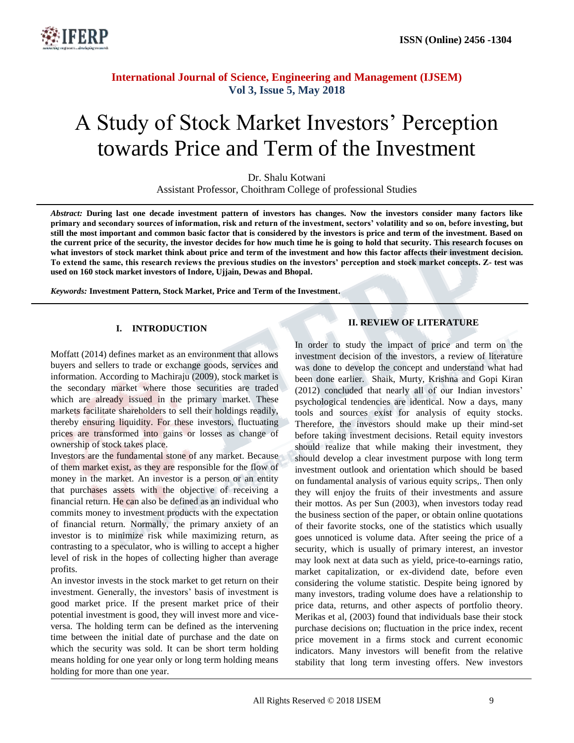# A Study of Stock Market Investors' Perception towards Price and Term of the Investment

Dr. Shalu Kotwani

Assistant Professor, Choithram College of professional Studies

*Abstract:* **During last one decade investment pattern of investors has changes. Now the investors consider many factors like primary and secondary sources of information, risk and return of the investment, sectors' volatility and so on, before investing, but still the most important and common basic factor that is considered by the investors is price and term of the investment. Based on the current price of the security, the investor decides for how much time he is going to hold that security. This research focuses on what investors of stock market think about price and term of the investment and how this factor affects their investment decision. To extend the same, this research reviews the previous studies on the investors' perception and stock market concepts. Z- test was used on 160 stock market investors of Indore, Ujjain, Dewas and Bhopal.**

*Keywords:* **Investment Pattern, Stock Market, Price and Term of the Investment.**

## I. INTRODUCTION

Moffatt (2014) defines market as an environment that allows buyers and sellers to trade or exchange goods, services and information. According to Machiraju (2009), stock market is the secondary market where those securities are traded which are already issued in the primary market. These markets facilitate shareholders to sell their holdings readily, thereby ensuring liquidity. For these investors, fluctuating prices are transformed into gains or losses as change of ownership of stock takes place.

Investors are the fundamental stone of any market. Because of them market exist, as they are responsible for the flow of money in the market. An investor is a person or an entity that purchases assets with the objective of receiving a financial return. He can also be defined as an individual who commits money to investment products with the expectation of financial return. Normally, the primary anxiety of an investor is to minimize risk while maximizing return, as contrasting to a speculator, who is willing to accept a higher level of risk in the hopes of collecting higher than average profits.

An investor invests in the stock market to get return on their investment. Generally, the investors' basis of investment is good market price. If the present market price of their potential investment is good, they will invest more and vice-versa. The holding term can be defined as the intervening time between the initial date of purchase and the date on which the security was sold. It can be short term holding means holding for one year only or long term holding means holding for more than one year.

## II. REVIEW OF LITERATURE

In order to study the impact of price and term on the investment decision of the investors, a review of literature was done to develop the concept and understand what had been done earlier. Shaik, Murty, Krishna and Gopi Kiran (2012) concluded that nearly all of our Indian investors' psychological tendencies are identical. Now a days, many tools and sources exist for analysis of equity stocks. Therefore, the investors should make up their mind-set before taking investment decisions. Retail equity investors should realize that while making their investment, they should develop a clear investment purpose with long term investment outlook and orientation which should be based on fundamental analysis of various equity scrips,. Then only they will enjoy the fruits of their investments and assure their mottos. As per Sun (2003), when investors today read the business section of the paper, or obtain online quotations of their favorite stocks, one of the statistics which usually goes unnoticed is volume data. After seeing the price of a security, which is usually of primary interest, an investor may look next at data such as yield, price-to-earnings ratio, market capitalization, or ex-dividend date, before even considering the volume statistic. Despite being ignored by many investors, trading volume does have a relationship to price data, returns, and other aspects of portfolio theory. Merikas et al, (2003) found that individuals base their stock purchase decisions on; fluctuation in the price index, recent price movement in a firms stock and current economic indicators. Many investors will benefit from the relative stability that long term investing offers. New investors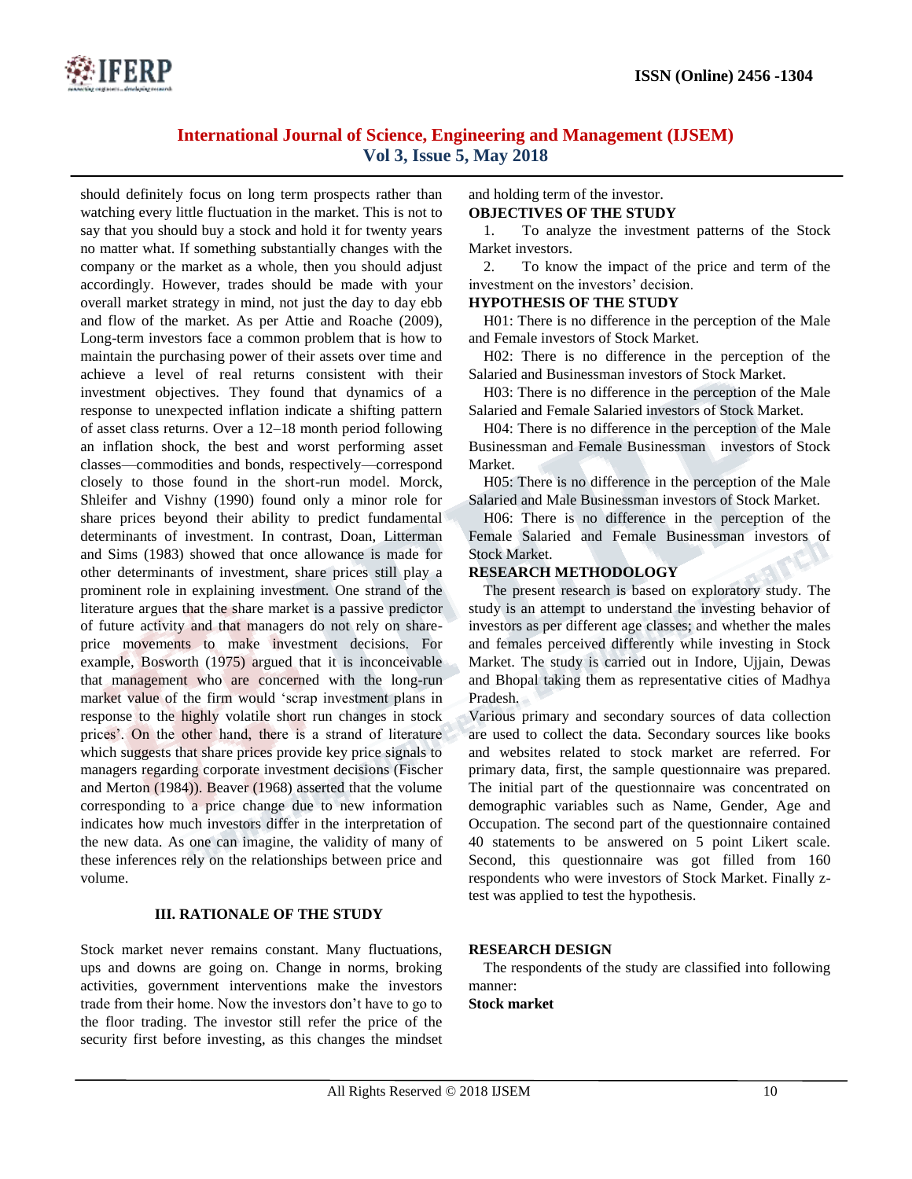should definitely focus on long term prospects rather than watching every little fluctuation in the market. This is not to say that you should buy a stock and hold it for twenty years no matter what. If something substantially changes with the company or the market as a whole, then you should adjust accordingly. However, trades should be made with your overall market strategy in mind, not just the day to day ebb and flow of the market. As per Attie and Roache (2009), Long-term investors face a common problem that is how to maintain the purchasing power of their assets over time and achieve a level of real returns consistent with their investment objectives. They found that dynamics of a response to unexpected inflation indicate a shifting pattern of asset class returns. Over a 12–18 month period following an inflation shock, the best and worst performing asset classes—commodities and bonds, respectively—correspond closely to those found in the short-run model. Morck, Shleifer and Vishny (1990) found only a minor role for share prices beyond their ability to predict fundamental determinants of investment. In contrast, Doan, Litterman and Sims (1983) showed that once allowance is made for other determinants of investment, share prices still play a prominent role in explaining investment. One strand of the literature argues that the share market is a passive predictor of future activity and that managers do not rely on share-price movements to make investment decisions. For example, Bosworth (1975) argued that it is inconceivable that management who are concerned with the long-run market value of the firm would 'scrap investment plans in response to the highly volatile short run changes in stock prices'. On the other hand, there is a strand of literature which suggests that share prices provide key price signals to managers regarding corporate investment decisions (Fischer and Merton (1984)). Beaver (1968) asserted that the volume corresponding to a price change due to new information indicates how much investors differ in the interpretation of the new data. As one can imagine, the validity of many of these inferences rely on the relationships between price and volume.

## III. RATIONALE OF THE STUDY

Stock market never remains constant. Many fluctuations, ups and downs are going on. Change in norms, broking activities, government interventions make the investors trade from their home. Now the investors don't have to go to the floor trading. The investor still refer the price of the security first before investing, as this changes the mindset and holding term of the investor.

### OBJECTIVES OF THE STUDY

1. To analyze the investment patterns of the Stock Market investors.
2. To know the impact of the price and term of the investment on the investors' decision.

### HYPOTHESIS OF THE STUDY

H01: There is no difference in the perception of the Male and Female investors of Stock Market.

H02: There is no difference in the perception of the Salaried and Businessman investors of Stock Market.

H03: There is no difference in the perception of the Male Salaried and Female Salaried investors of Stock Market.

H04: There is no difference in the perception of the Male Businessman and Female Businessman investors of Stock Market.

H05: There is no difference in the perception of the Male Salaried and Male Businessman investors of Stock Market.

H06: There is no difference in the perception of the Female Salaried and Female Businessman investors of Stock Market.

### RESEARCH METHODOLOGY

The present research is based on exploratory study. The study is an attempt to understand the investing behavior of investors as per different age classes; and whether the males and females perceived differently while investing in Stock Market. The study is carried out in Indore, Ujjain, Dewas and Bhopal taking them as representative cities of Madhya Pradesh.

Various primary and secondary sources of data collection are used to collect the data. Secondary sources like books and websites related to stock market are referred. For primary data, first, the sample questionnaire was prepared. The initial part of the questionnaire was concentrated on demographic variables such as Name, Gender, Age and Occupation. The second part of the questionnaire contained 40 statements to be answered on 5 point Likert scale. Second, this questionnaire was got filled from 160 respondents who were investors of Stock Market. Finally z-test was applied to test the hypothesis.

### RESEARCH DESIGN

The respondents of the study are classified into following manner:

**Stock market**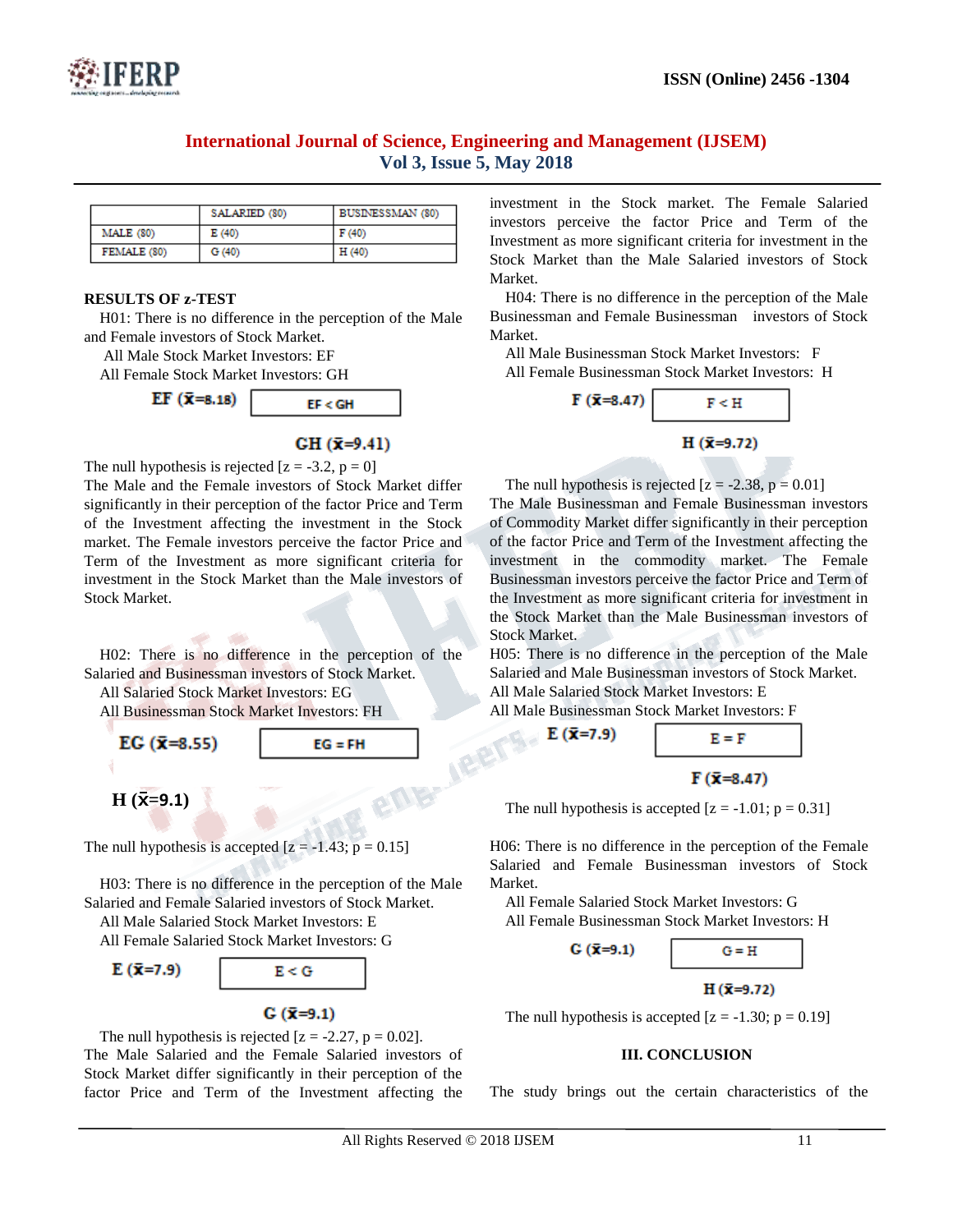|  | SALARIED (80) | BUSINESSMAN (80) |
|---|---|---|
| MALE (80) | E (40) | F (40) |
| FEMALE (80) | G (40) | H (40) |

**RESULTS OF z-TEST**

H01: There is no difference in the perception of the Male and Female investors of Stock Market.

All Male Stock Market Investors: EF

All Female Stock Market Investors: GH

EF ($\bar{x}$=8.18) | EF < GH | GH ($\bar{x}$=9.41)

The null hypothesis is rejected [z = -3.2, p = 0]

The Male and the Female investors of Stock Market differ significantly in their perception of the factor Price and Term of the Investment affecting the investment in the Stock market. The Female investors perceive the factor Price and Term of the Investment as more significant criteria for investment in the Stock Market than the Male investors of Stock Market.

H02: There is no difference in the perception of the Salaried and Businessman investors of Stock Market.

All Salaried Stock Market Investors: EG

All Businessman Stock Market Investors: FH

EG ($\bar{x}$=8.55) | EG = FH | H ($\bar{x}$=9.1)

The null hypothesis is accepted [z = -1.43; p = 0.15]

H03: There is no difference in the perception of the Male Salaried and Female Salaried investors of Stock Market.

All Male Salaried Stock Market Investors: E

All Female Salaried Stock Market Investors: G

E ($\bar{x}$=7.9) | E < G | G ($\bar{x}$=9.1)

The null hypothesis is rejected [z = -2.27, p = 0.02].

The Male Salaried and the Female Salaried investors of Stock Market differ significantly in their perception of the factor Price and Term of the Investment affecting the investment in the Stock market. The Female Salaried investors perceive the factor Price and Term of the Investment as more significant criteria for investment in the Stock Market than the Male Salaried investors of Stock Market.

H04: There is no difference in the perception of the Male Businessman and Female Businessman investors of Stock Market.

All Male Businessman Stock Market Investors: F

All Female Businessman Stock Market Investors: H

F ($\bar{x}$=8.47) | F < H | H ($\bar{x}$=9.72)

The null hypothesis is rejected [z = -2.38, p = 0.01]

The Male Businessman and Female Businessman investors of Commodity Market differ significantly in their perception of the factor Price and Term of the Investment affecting the investment in the commodity market. The Female Businessman investors perceive the factor Price and Term of the Investment as more significant criteria for investment in the Stock Market than the Male Businessman investors of Stock Market.

H05: There is no difference in the perception of the Male Salaried and Male Businessman investors of Stock Market.

All Male Salaried Stock Market Investors: E

All Male Businessman Stock Market Investors: F

E ($\bar{x}$=7.9) | E = F | F ($\bar{x}$=8.47)

The null hypothesis is accepted [z = -1.01; p = 0.31]

H06: There is no difference in the perception of the Female Salaried and Female Businessman investors of Stock Market.

All Female Salaried Stock Market Investors: G

All Female Businessman Stock Market Investors: H

G ($\bar{x}$=9.1) | G = H | H ($\bar{x}$=9.72)

The null hypothesis is accepted [z = -1.30; p = 0.19]

## III. CONCLUSION

The study brings out the certain characteristics of the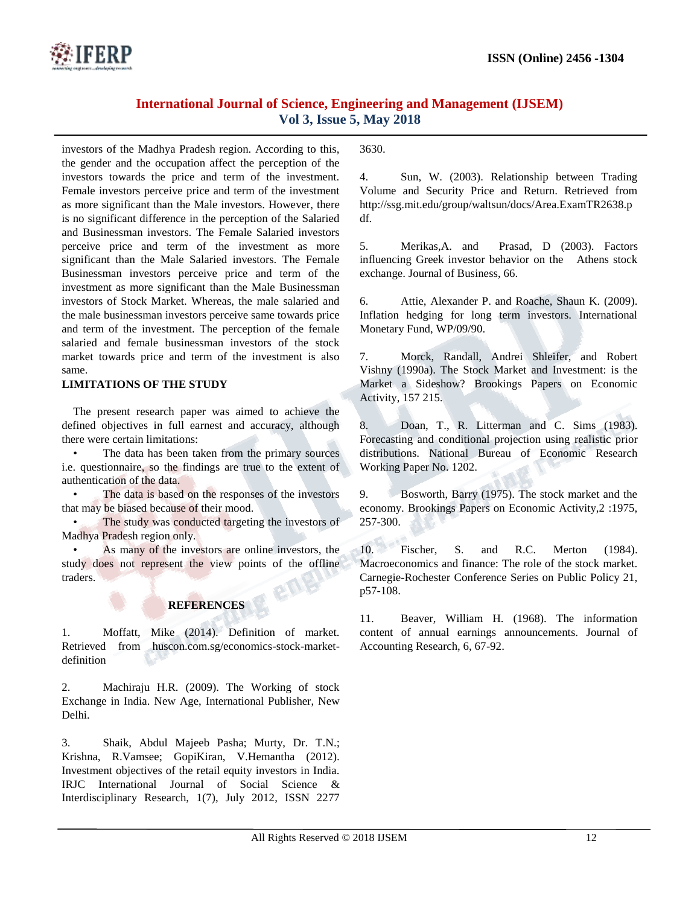investors of the Madhya Pradesh region. According to this, the gender and the occupation affect the perception of the investors towards the price and term of the investment. Female investors perceive price and term of the investment as more significant than the Male investors. However, there is no significant difference in the perception of the Salaried and Businessman investors. The Female Salaried investors perceive price and term of the investment as more significant than the Male Salaried investors. The Female Businessman investors perceive price and term of the investment as more significant than the Male Businessman investors of Stock Market. Whereas, the male salaried and the male businessman investors perceive same towards price and term of the investment. The perception of the female salaried and female businessman investors of the stock market towards price and term of the investment is also same.

## LIMITATIONS OF THE STUDY

The present research paper was aimed to achieve the defined objectives in full earnest and accuracy, although there were certain limitations:

- The data has been taken from the primary sources i.e. questionnaire, so the findings are true to the extent of authentication of the data.
- The data is based on the responses of the investors that may be biased because of their mood.
- The study was conducted targeting the investors of Madhya Pradesh region only.
- As many of the investors are online investors, the study does not represent the view points of the offline traders.

## REFERENCES

1. Moffatt, Mike (2014). Definition of market. Retrieved from huscon.com.sg/economics-stock-market-definition

2. Machiraju H.R. (2009). The Working of stock Exchange in India. New Age, International Publisher, New Delhi.

3. Shaik, Abdul Majeeb Pasha; Murty, Dr. T.N.; Krishna, R.Vamsee; GopiKiran, V.Hemantha (2012). Investment objectives of the retail equity investors in India. IRJC International Journal of Social Science & Interdisciplinary Research, 1(7), July 2012, ISSN 2277 3630.

4. Sun, W. (2003). Relationship between Trading Volume and Security Price and Return. Retrieved from http://ssg.mit.edu/group/waltsun/docs/Area.ExamTR2638.pdf.

5. Merikas,A. and Prasad, D (2003). Factors influencing Greek investor behavior on the Athens stock exchange. Journal of Business, 66.

6. Attie, Alexander P. and Roache, Shaun K. (2009). Inflation hedging for long term investors. International Monetary Fund, WP/09/90.

7. Morck, Randall, Andrei Shleifer, and Robert Vishny (1990a). The Stock Market and Investment: is the Market a Sideshow? Brookings Papers on Economic Activity, 157 215.

8. Doan, T., R. Litterman and C. Sims (1983). Forecasting and conditional projection using realistic prior distributions. National Bureau of Economic Research Working Paper No. 1202.

9. Bosworth, Barry (1975). The stock market and the economy. Brookings Papers on Economic Activity,2 :1975, 257-300.

10. Fischer, S. and R.C. Merton (1984). Macroeconomics and finance: The role of the stock market. Carnegie-Rochester Conference Series on Public Policy 21, p57-108.

11. Beaver, William H. (1968). The information content of annual earnings announcements. Journal of Accounting Research, 6, 67-92.